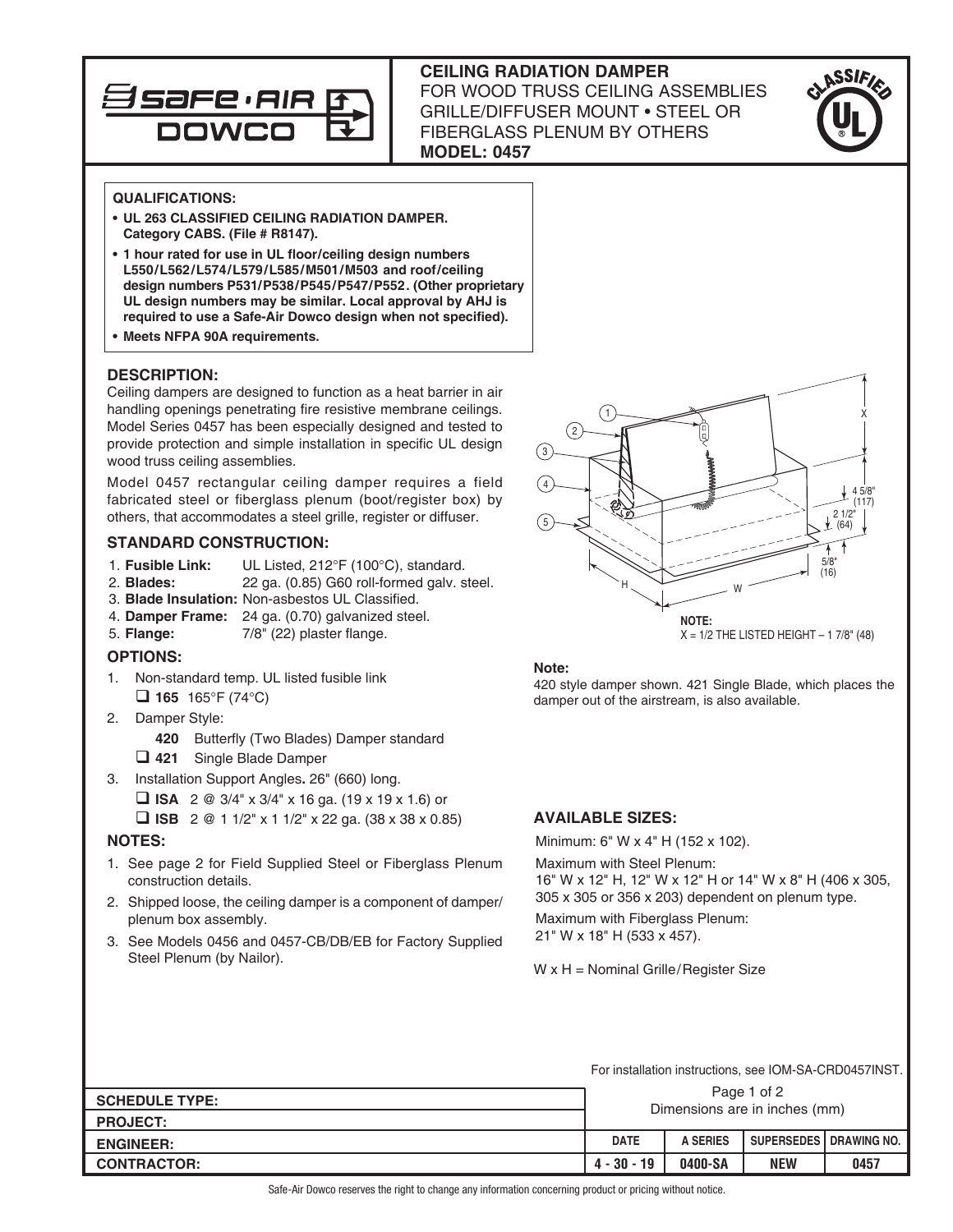**CEILING RADIATION DAMPER**
FOR WOOD TRUSS CEILING ASSEMBLIES
GRILLE/DIFFUSER MOUNT • STEEL OR FIBERGLASS PLENUM BY OTHERS
**MODEL: 0457**

**QUALIFICATIONS:**

- **UL 263 CLASSIFIED CEILING RADIATION DAMPER. Category CABS. (File # R8147).**
- **1 hour rated for use in UL floor/ceiling design numbers L550/L562/L574/L579/L585/M501/M503 and roof/ceiling design numbers P531/P538/P545/P547/P552. (Other proprietary UL design numbers may be similar. Local approval by AHJ is required to use a Safe-Air Dowco design when not specified).**
- **Meets NFPA 90A requirements.**

## DESCRIPTION:

Ceiling dampers are designed to function as a heat barrier in air handling openings penetrating fire resistive membrane ceilings. Model Series 0457 has been especially designed and tested to provide protection and simple installation in specific UL design wood truss ceiling assemblies.

Model 0457 rectangular ceiling damper requires a field fabricated steel or fiberglass plenum (boot/register box) by others, that accommodates a steel grille, register or diffuser.

## STANDARD CONSTRUCTION:

1. **Fusible Link:** UL Listed, 212°F (100°C), standard.
2. **Blades:** 22 ga. (0.85) G60 roll-formed galv. steel.
3. **Blade Insulation:** Non-asbestos UL Classified.
4. **Damper Frame:** 24 ga. (0.70) galvanized steel.
5. **Flange:** 7/8" (22) plaster flange.

## OPTIONS:

1. Non-standard temp. UL listed fusible link
   - ☐ **165** 165°F (74°C)
2. Damper Style:
   - **420** Butterfly (Two Blades) Damper standard
   - ☐ **421** Single Blade Damper
3. Installation Support Angles**.** 26" (660) long.
   - ☐ **ISA** 2 @ 3/4" x 3/4" x 16 ga. (19 x 19 x 1.6) or
   - ☐ **ISB** 2 @ 1 1/2" x 1 1/2" x 22 ga. (38 x 38 x 0.85)

## NOTES:

1. See page 2 for Field Supplied Steel or Fiberglass Plenum construction details.
2. Shipped loose, the ceiling damper is a component of damper/plenum box assembly.
3. See Models 0456 and 0457-CB/DB/EB for Factory Supplied Steel Plenum (by Nailor).

1, 2, 3, 4, 5, X, 4 5/8" (117), 2 1/2" (64), 5/8" (16), H, W

**NOTE:**
X = 1/2 THE LISTED HEIGHT – 1 7/8" (48)

**Note:**
420 style damper shown. 421 Single Blade, which places the damper out of the airstream, is also available.

## AVAILABLE SIZES:

Minimum: 6" W x 4" H (152 x 102).

Maximum with Steel Plenum:
16" W x 12" H, 12" W x 12" H or 14" W x 8" H (406 x 305, 305 x 305 or 356 x 203) dependent on plenum type.

Maximum with Fiberglass Plenum:
21" W x 18" H (533 x 457).

W x H = Nominal Grille/Register Size

For installation instructions, see IOM-SA-CRD0457INST.

Dimensions are in inches (mm)

| SCHEDULE TYPE: | | | | |
|---|---|---|---|---|
| PROJECT: | | | | |
| ENGINEER: | DATE | A SERIES | SUPERSEDES | DRAWING NO. |
| CONTRACTOR: | 4 - 30 - 19 | 0400-SA | NEW | 0457 |

Safe-Air Dowco reserves the right to change any information concerning product or pricing without notice.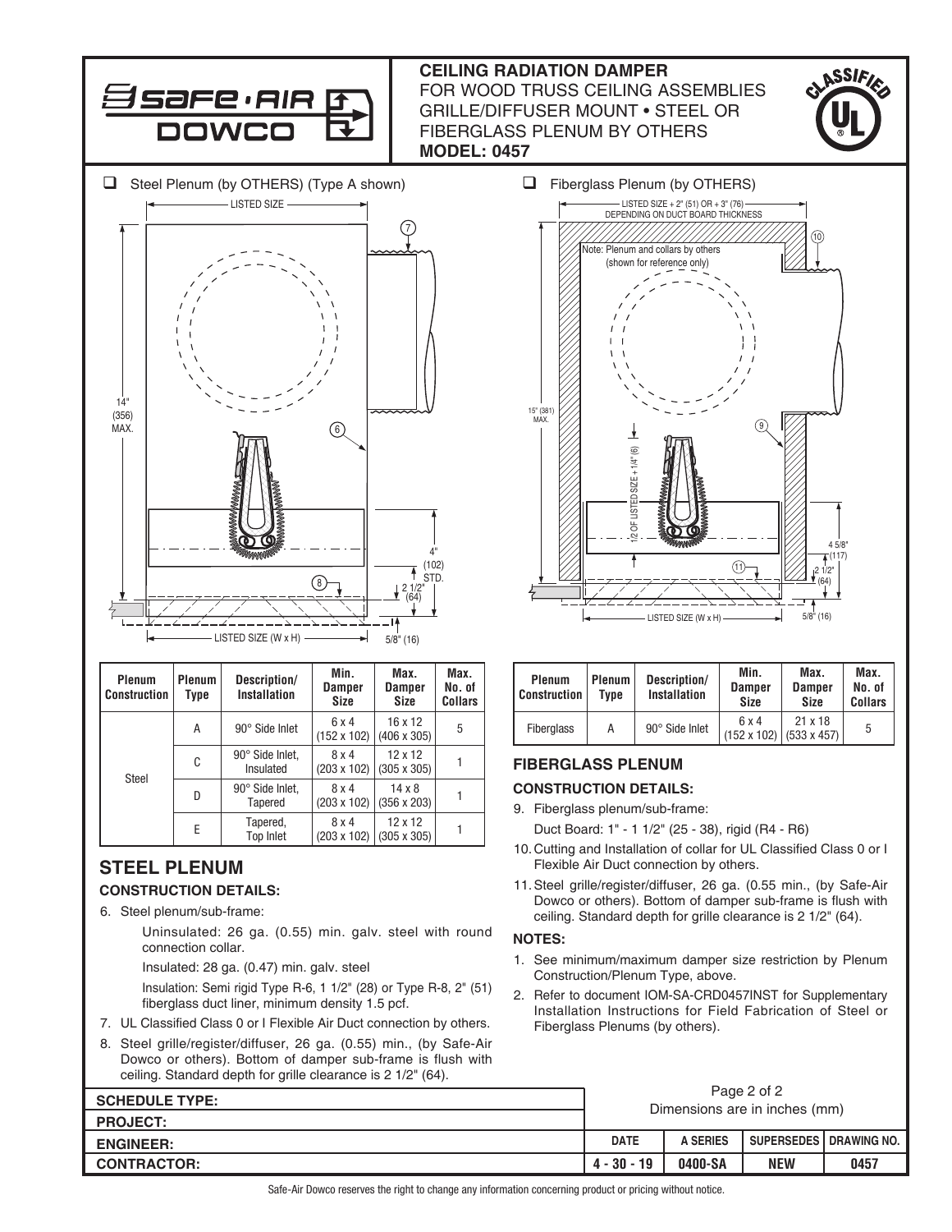**CEILING RADIATION DAMPER**
FOR WOOD TRUSS CEILING ASSEMBLIES
GRILLE/DIFFUSER MOUNT • STEEL OR
FIBERGLASS PLENUM BY OTHERS
**MODEL: 0457**

☐ Steel Plenum (by OTHERS) (Type A shown)

LISTED SIZE
7
14" (356) MAX.
6
4" (102) STD.
8
2 1/2" (64)
LISTED SIZE (W x H)
5/8" (16)

☐ Fiberglass Plenum (by OTHERS)

LISTED SIZE + 2" (51) OR + 3" (76) DEPENDING ON DUCT BOARD THICKNESS
10
Note: Plenum and collars by others (shown for reference only)
15" (381) MAX.
9
1/2 OF LISTED SIZE + 1/4" (6)
4 5/8" (117)
11
2 1/2" (64)
LISTED SIZE (W x H)
5/8" (16)

| Plenum Construction | Plenum Type | Description/ Installation | Min. Damper Size | Max. Damper Size | Max. No. of Collars |
|---|---|---|---|---|---|
| Steel | A | 90° Side Inlet | 6 x 4 (152 x 102) | 16 x 12 (406 x 305) | 5 |
| | C | 90° Side Inlet, Insulated | 8 x 4 (203 x 102) | 12 x 12 (305 x 305) | 1 |
| | D | 90° Side Inlet, Tapered | 8 x 4 (203 x 102) | 14 x 8 (356 x 203) | 1 |
| | E | Tapered, Top Inlet | 8 x 4 (203 x 102) | 12 x 12 (305 x 305) | 1 |

## STEEL PLENUM

### CONSTRUCTION DETAILS:

6. Steel plenum/sub-frame:

   Uninsulated: 26 ga. (0.55) min. galv. steel with round connection collar.

   Insulated: 28 ga. (0.47) min. galv. steel

   Insulation: Semi rigid Type R-6, 1 1/2" (28) or Type R-8, 2" (51) fiberglass duct liner, minimum density 1.5 pcf.

7. UL Classified Class 0 or I Flexible Air Duct connection by others.
8. Steel grille/register/diffuser, 26 ga. (0.55) min., (by Safe-Air Dowco or others). Bottom of damper sub-frame is flush with ceiling. Standard depth for grille clearance is 2 1/2" (64).

| Plenum Construction | Plenum Type | Description/ Installation | Min. Damper Size | Max. Damper Size | Max. No. of Collars |
|---|---|---|---|---|---|
| Fiberglass | A | 90° Side Inlet | 6 x 4 (152 x 102) | 21 x 18 (533 x 457) | 5 |

## FIBERGLASS PLENUM

### CONSTRUCTION DETAILS:

9. Fiberglass plenum/sub-frame:

   Duct Board: 1" - 1 1/2" (25 - 38), rigid (R4 - R6)

10. Cutting and Installation of collar for UL Classified Class 0 or I Flexible Air Duct connection by others.
11. Steel grille/register/diffuser, 26 ga. (0.55 min., (by Safe-Air Dowco or others). Bottom of damper sub-frame is flush with ceiling. Standard depth for grille clearance is 2 1/2" (64).

### NOTES:

1. See minimum/maximum damper size restriction by Plenum Construction/Plenum Type, above.
2. Refer to document IOM-SA-CRD0457INST for Supplementary Installation Instructions for Field Fabrication of Steel or Fiberglass Plenums (by others).

| | | | | |
|---|---|---|---|---|
| **SCHEDULE TYPE:** | Dimensions are in inches (mm) | | | |
| **PROJECT:** | | | | |
| **ENGINEER:** | DATE | A SERIES | SUPERSEDES | DRAWING NO. |
| **CONTRACTOR:** | 4 - 30 - 19 | 0400-SA | NEW | 0457 |

Safe-Air Dowco reserves the right to change any information concerning product or pricing without notice.